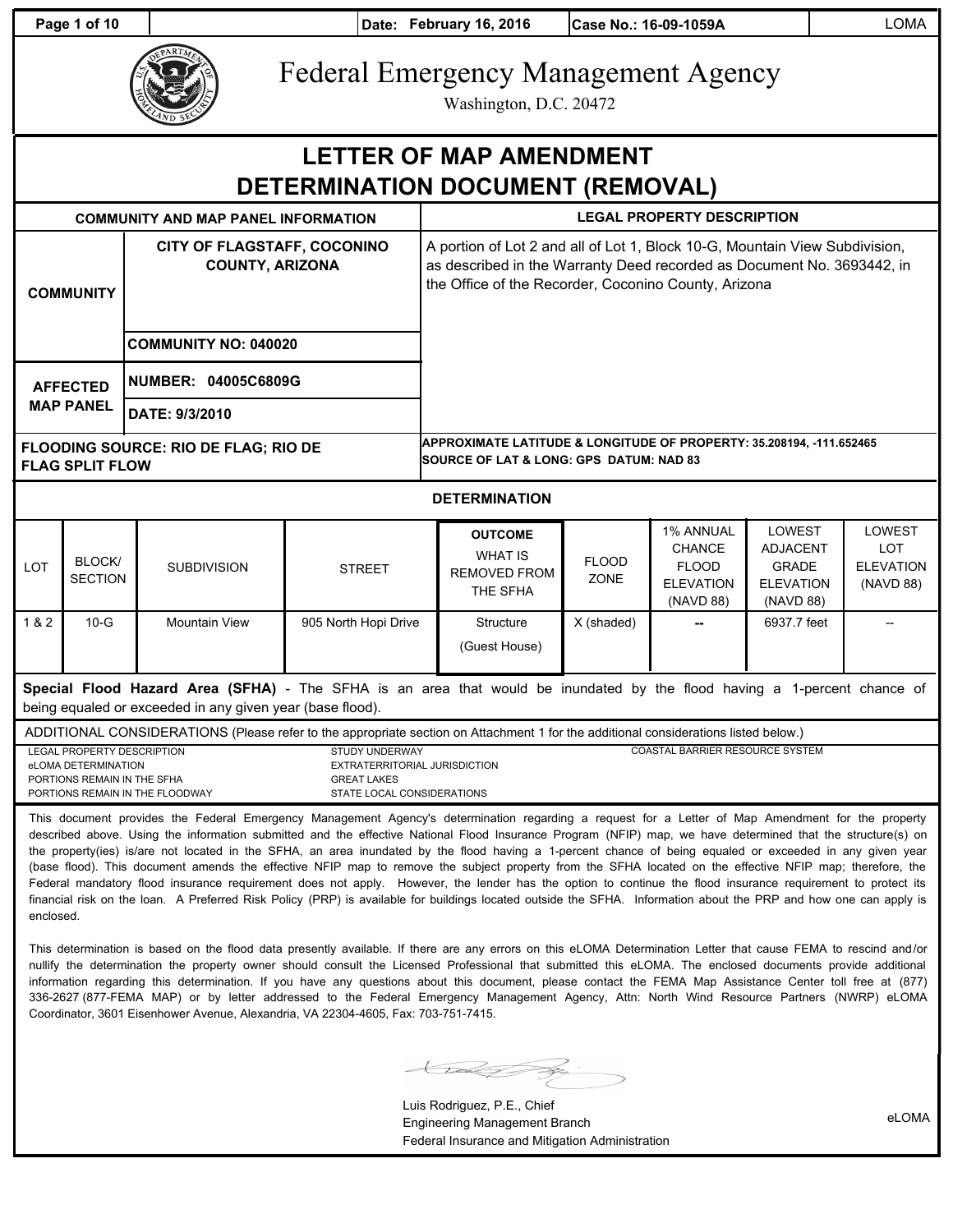Date: February 16, 2016 | Case No.: 16-09-1059A | LOMA

# Federal Emergency Management Agency

Washington, D.C. 20472

# LETTER OF MAP AMENDMENT DETERMINATION DOCUMENT (REMOVAL)

| COMMUNITY AND MAP PANEL INFORMATION | | LEGAL PROPERTY DESCRIPTION |
|---|---|---|
| COMMUNITY | CITY OF FLAGSTAFF, COCONINO COUNTY, ARIZONA | A portion of Lot 2 and all of Lot 1, Block 10-G, Mountain View Subdivision, as described in the Warranty Deed recorded as Document No. 3693442, in the Office of the Recorder, Coconino County, Arizona |
| | COMMUNITY NO: 040020 | |
| AFFECTED MAP PANEL | NUMBER: 04005C6809G | |
| | DATE: 9/3/2010 | |
| FLOODING SOURCE: RIO DE FLAG; RIO DE FLAG SPLIT FLOW | | APPROXIMATE LATITUDE & LONGITUDE OF PROPERTY: 35.208194, -111.652465<br>SOURCE OF LAT & LONG: GPS DATUM: NAD 83 |

## DETERMINATION

| LOT | BLOCK/ SECTION | SUBDIVISION | STREET | OUTCOME WHAT IS REMOVED FROM THE SFHA | FLOOD ZONE | 1% ANNUAL CHANCE FLOOD ELEVATION (NAVD 88) | LOWEST ADJACENT GRADE ELEVATION (NAVD 88) | LOWEST LOT ELEVATION (NAVD 88) |
|---|---|---|---|---|---|---|---|---|
| 1 & 2 | 10-G | Mountain View | 905 North Hopi Drive | Structure (Guest House) | X (shaded) | -- | 6937.7 feet | -- |

**Special Flood Hazard Area (SFHA)** - The SFHA is an area that would be inundated by the flood having a 1-percent chance of being equaled or exceeded in any given year (base flood).

ADDITIONAL CONSIDERATIONS (Please refer to the appropriate section on Attachment 1 for the additional considerations listed below.)

LEGAL PROPERTY DESCRIPTION
eLOMA DETERMINATION
PORTIONS REMAIN IN THE SFHA
PORTIONS REMAIN IN THE FLOODWAY
STUDY UNDERWAY
EXTRATERRITORIAL JURISDICTION
GREAT LAKES
STATE LOCAL CONSIDERATIONS
COASTAL BARRIER RESOURCE SYSTEM

This document provides the Federal Emergency Management Agency's determination regarding a request for a Letter of Map Amendment for the property described above. Using the information submitted and the effective National Flood Insurance Program (NFIP) map, we have determined that the structure(s) on the property(ies) is/are not located in the SFHA, an area inundated by the flood having a 1-percent chance of being equaled or exceeded in any given year (base flood). This document amends the effective NFIP map to remove the subject property from the SFHA located on the effective NFIP map; therefore, the Federal mandatory flood insurance requirement does not apply. However, the lender has the option to continue the flood insurance requirement to protect its financial risk on the loan. A Preferred Risk Policy (PRP) is available for buildings located outside the SFHA. Information about the PRP and how one can apply is enclosed.

This determination is based on the flood data presently available. If there are any errors on this eLOMA Determination Letter that cause FEMA to rescind and/or nullify the determination the property owner should consult the Licensed Professional that submitted this eLOMA. The enclosed documents provide additional information regarding this determination. If you have any questions about this document, please contact the FEMA Map Assistance Center toll free at (877) 336-2627 (877-FEMA MAP) or by letter addressed to the Federal Emergency Management Agency, Attn: North Wind Resource Partners (NWRP) eLOMA Coordinator, 3601 Eisenhower Avenue, Alexandria, VA 22304-4605, Fax: 703-751-7415.

Luis Rodriguez, P.E., Chief
Engineering Management Branch
Federal Insurance and Mitigation Administration

eLOMA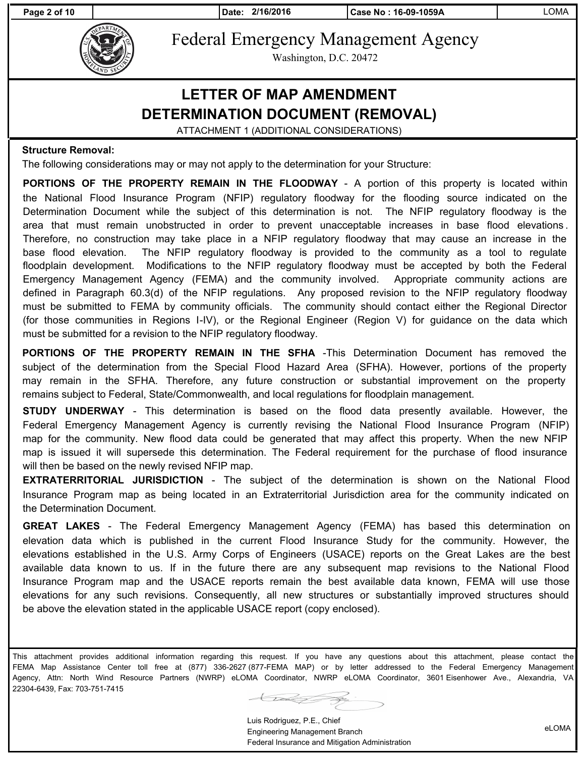| Date: 2/16/2016 | Case No : 16-09-1059A | LOMA |
| --- | --- | --- |

# Federal Emergency Management Agency

Washington, D.C. 20472

## LETTER OF MAP AMENDMENT DETERMINATION DOCUMENT (REMOVAL)

ATTACHMENT 1 (ADDITIONAL CONSIDERATIONS)

**Structure Removal:**

The following considerations may or may not apply to the determination for your Structure:

**PORTIONS OF THE PROPERTY REMAIN IN THE FLOODWAY** - A portion of this property is located within the National Flood Insurance Program (NFIP) regulatory floodway for the flooding source indicated on the Determination Document while the subject of this determination is not. The NFIP regulatory floodway is the area that must remain unobstructed in order to prevent unacceptable increases in base flood elevations. Therefore, no construction may take place in a NFIP regulatory floodway that may cause an increase in the base flood elevation. The NFIP regulatory floodway is provided to the community as a tool to regulate floodplain development. Modifications to the NFIP regulatory floodway must be accepted by both the Federal Emergency Management Agency (FEMA) and the community involved. Appropriate community actions are defined in Paragraph 60.3(d) of the NFIP regulations. Any proposed revision to the NFIP regulatory floodway must be submitted to FEMA by community officials. The community should contact either the Regional Director (for those communities in Regions I-IV), or the Regional Engineer (Region V) for guidance on the data which must be submitted for a revision to the NFIP regulatory floodway.

**PORTIONS OF THE PROPERTY REMAIN IN THE SFHA** -This Determination Document has removed the subject of the determination from the Special Flood Hazard Area (SFHA). However, portions of the property may remain in the SFHA. Therefore, any future construction or substantial improvement on the property remains subject to Federal, State/Commonwealth, and local regulations for floodplain management.

**STUDY UNDERWAY** - This determination is based on the flood data presently available. However, the Federal Emergency Management Agency is currently revising the National Flood Insurance Program (NFIP) map for the community. New flood data could be generated that may affect this property. When the new NFIP map is issued it will supersede this determination. The Federal requirement for the purchase of flood insurance will then be based on the newly revised NFIP map.

**EXTRATERRITORIAL JURISDICTION** - The subject of the determination is shown on the National Flood Insurance Program map as being located in an Extraterritorial Jurisdiction area for the community indicated on the Determination Document.

**GREAT LAKES** - The Federal Emergency Management Agency (FEMA) has based this determination on elevation data which is published in the current Flood Insurance Study for the community. However, the elevations established in the U.S. Army Corps of Engineers (USACE) reports on the Great Lakes are the best available data known to us. If in the future there are any subsequent map revisions to the National Flood Insurance Program map and the USACE reports remain the best available data known, FEMA will use those elevations for any such revisions. Consequently, all new structures or substantially improved structures should be above the elevation stated in the applicable USACE report (copy enclosed).

This attachment provides additional information regarding this request. If you have any questions about this attachment, please contact the FEMA Map Assistance Center toll free at (877) 336-2627 (877-FEMA MAP) or by letter addressed to the Federal Emergency Management Agency, Attn: North Wind Resource Partners (NWRP) eLOMA Coordinator, NWRP eLOMA Coordinator, 3601 Eisenhower Ave., Alexandria, VA 22304-6439, Fax: 703-751-7415

Luis Rodriguez, P.E., Chief
Engineering Management Branch
Federal Insurance and Mitigation Administration

eLOMA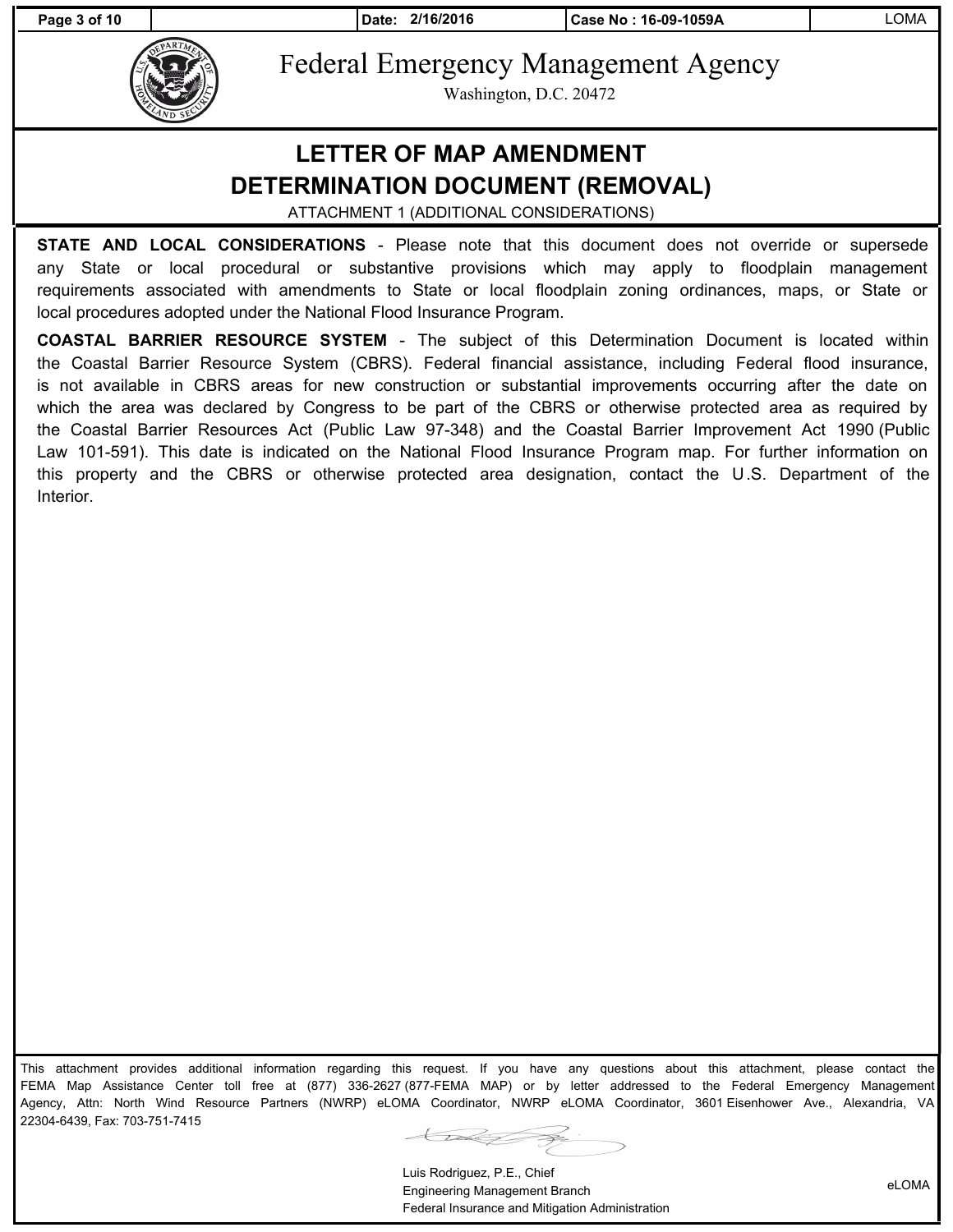# Federal Emergency Management Agency

Washington, D.C. 20472

## LETTER OF MAP AMENDMENT DETERMINATION DOCUMENT (REMOVAL)

ATTACHMENT 1 (ADDITIONAL CONSIDERATIONS)

**STATE AND LOCAL CONSIDERATIONS** - Please note that this document does not override or supersede any State or local procedural or substantive provisions which may apply to floodplain management requirements associated with amendments to State or local floodplain zoning ordinances, maps, or State or local procedures adopted under the National Flood Insurance Program.

**COASTAL BARRIER RESOURCE SYSTEM** - The subject of this Determination Document is located within the Coastal Barrier Resource System (CBRS). Federal financial assistance, including Federal flood insurance, is not available in CBRS areas for new construction or substantial improvements occurring after the date on which the area was declared by Congress to be part of the CBRS or otherwise protected area as required by the Coastal Barrier Resources Act (Public Law 97-348) and the Coastal Barrier Improvement Act 1990 (Public Law 101-591). This date is indicated on the National Flood Insurance Program map. For further information on this property and the CBRS or otherwise protected area designation, contact the U.S. Department of the Interior.

This attachment provides additional information regarding this request. If you have any questions about this attachment, please contact the FEMA Map Assistance Center toll free at (877) 336-2627 (877-FEMA MAP) or by letter addressed to the Federal Emergency Management Agency, Attn: North Wind Resource Partners (NWRP) eLOMA Coordinator, NWRP eLOMA Coordinator, 3601 Eisenhower Ave., Alexandria, VA 22304-6439, Fax: 703-751-7415

Luis Rodriguez, P.E., Chief
Engineering Management Branch
Federal Insurance and Mitigation Administration

eLOMA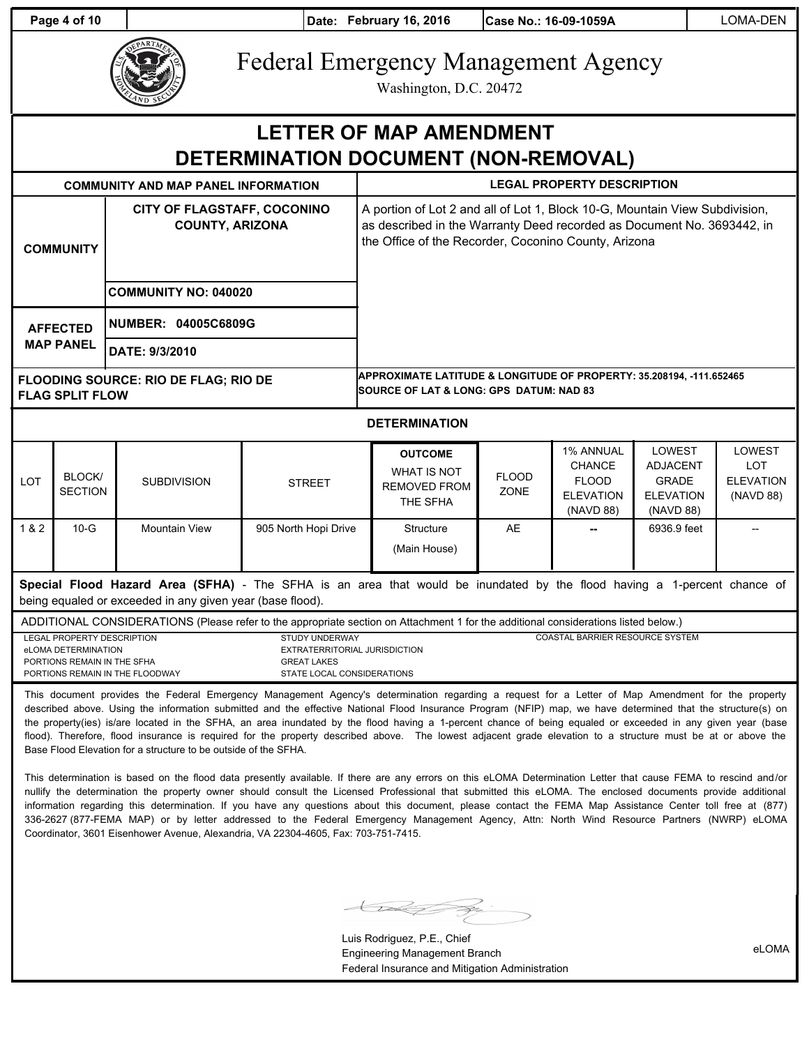Date: February 16, 2016 | Case No.: 16-09-1059A | LOMA-DEN

# Federal Emergency Management Agency

Washington, D.C. 20472

# LETTER OF MAP AMENDMENT DETERMINATION DOCUMENT (NON-REMOVAL)

| COMMUNITY AND MAP PANEL INFORMATION | | LEGAL PROPERTY DESCRIPTION |
|---|---|---|
| COMMUNITY | CITY OF FLAGSTAFF, COCONINO COUNTY, ARIZONA | A portion of Lot 2 and all of Lot 1, Block 10-G, Mountain View Subdivision, as described in the Warranty Deed recorded as Document No. 3693442, in the Office of the Recorder, Coconino County, Arizona |
| | COMMUNITY NO: 040020 | |
| AFFECTED MAP PANEL | NUMBER: 04005C6809G | |
| | DATE: 9/3/2010 | |

**FLOODING SOURCE: RIO DE FLAG; RIO DE FLAG SPLIT FLOW**

**APPROXIMATE LATITUDE & LONGITUDE OF PROPERTY: 35.208194, -111.652465**
**SOURCE OF LAT & LONG: GPS DATUM: NAD 83**

## DETERMINATION

| LOT | BLOCK/ SECTION | SUBDIVISION | STREET | OUTCOME WHAT IS NOT REMOVED FROM THE SFHA | FLOOD ZONE | 1% ANNUAL CHANCE FLOOD ELEVATION (NAVD 88) | LOWEST ADJACENT GRADE ELEVATION (NAVD 88) | LOWEST LOT ELEVATION (NAVD 88) |
|---|---|---|---|---|---|---|---|---|
| 1 & 2 | 10-G | Mountain View | 905 North Hopi Drive | Structure (Main House) | AE | -- | 6936.9 feet | -- |

**Special Flood Hazard Area (SFHA)** - The SFHA is an area that would be inundated by the flood having a 1-percent chance of being equaled or exceeded in any given year (base flood).

ADDITIONAL CONSIDERATIONS (Please refer to the appropriate section on Attachment 1 for the additional considerations listed below.)

LEGAL PROPERTY DESCRIPTION
eLOMA DETERMINATION
PORTIONS REMAIN IN THE SFHA
PORTIONS REMAIN IN THE FLOODWAY
STUDY UNDERWAY
EXTRATERRITORIAL JURISDICTION
GREAT LAKES
STATE LOCAL CONSIDERATIONS
COASTAL BARRIER RESOURCE SYSTEM

This document provides the Federal Emergency Management Agency's determination regarding a request for a Letter of Map Amendment for the property described above. Using the information submitted and the effective National Flood Insurance Program (NFIP) map, we have determined that the structure(s) on the property(ies) is/are located in the SFHA, an area inundated by the flood having a 1-percent chance of being equaled or exceeded in any given year (base flood). Therefore, flood insurance is required for the property described above. The lowest adjacent grade elevation to a structure must be at or above the Base Flood Elevation for a structure to be outside of the SFHA.

This determination is based on the flood data presently available. If there are any errors on this eLOMA Determination Letter that cause FEMA to rescind and/or nullify the determination the property owner should consult the Licensed Professional that submitted this eLOMA. The enclosed documents provide additional information regarding this determination. If you have any questions about this document, please contact the FEMA Map Assistance Center toll free at (877) 336-2627 (877-FEMA MAP) or by letter addressed to the Federal Emergency Management Agency, Attn: North Wind Resource Partners (NWRP) eLOMA Coordinator, 3601 Eisenhower Avenue, Alexandria, VA 22304-4605, Fax: 703-751-7415.

Luis Rodriguez, P.E., Chief
Engineering Management Branch
Federal Insurance and Mitigation Administration

eLOMA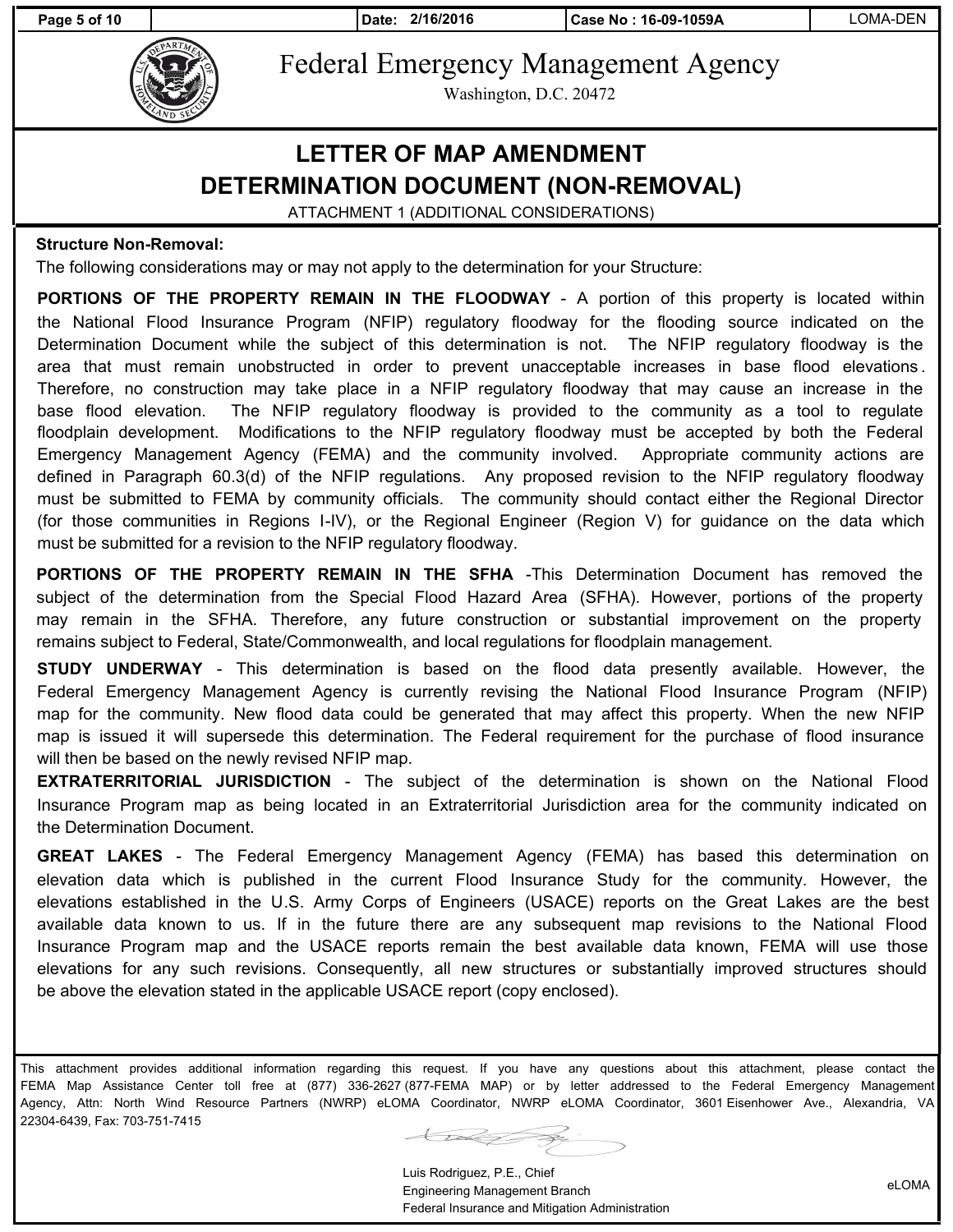# Federal Emergency Management Agency

Washington, D.C. 20472

## LETTER OF MAP AMENDMENT DETERMINATION DOCUMENT (NON-REMOVAL)

ATTACHMENT 1 (ADDITIONAL CONSIDERATIONS)

**Structure Non-Removal:**

The following considerations may or may not apply to the determination for your Structure:

**PORTIONS OF THE PROPERTY REMAIN IN THE FLOODWAY** - A portion of this property is located within the National Flood Insurance Program (NFIP) regulatory floodway for the flooding source indicated on the Determination Document while the subject of this determination is not. The NFIP regulatory floodway is the area that must remain unobstructed in order to prevent unacceptable increases in base flood elevations. Therefore, no construction may take place in a NFIP regulatory floodway that may cause an increase in the base flood elevation. The NFIP regulatory floodway is provided to the community as a tool to regulate floodplain development. Modifications to the NFIP regulatory floodway must be accepted by both the Federal Emergency Management Agency (FEMA) and the community involved. Appropriate community actions are defined in Paragraph 60.3(d) of the NFIP regulations. Any proposed revision to the NFIP regulatory floodway must be submitted to FEMA by community officials. The community should contact either the Regional Director (for those communities in Regions I-IV), or the Regional Engineer (Region V) for guidance on the data which must be submitted for a revision to the NFIP regulatory floodway.

**PORTIONS OF THE PROPERTY REMAIN IN THE SFHA** -This Determination Document has removed the subject of the determination from the Special Flood Hazard Area (SFHA). However, portions of the property may remain in the SFHA. Therefore, any future construction or substantial improvement on the property remains subject to Federal, State/Commonwealth, and local regulations for floodplain management.

**STUDY UNDERWAY** - This determination is based on the flood data presently available. However, the Federal Emergency Management Agency is currently revising the National Flood Insurance Program (NFIP) map for the community. New flood data could be generated that may affect this property. When the new NFIP map is issued it will supersede this determination. The Federal requirement for the purchase of flood insurance will then be based on the newly revised NFIP map.

**EXTRATERRITORIAL JURISDICTION** - The subject of the determination is shown on the National Flood Insurance Program map as being located in an Extraterritorial Jurisdiction area for the community indicated on the Determination Document.

**GREAT LAKES** - The Federal Emergency Management Agency (FEMA) has based this determination on elevation data which is published in the current Flood Insurance Study for the community. However, the elevations established in the U.S. Army Corps of Engineers (USACE) reports on the Great Lakes are the best available data known to us. If in the future there are any subsequent map revisions to the National Flood Insurance Program map and the USACE reports remain the best available data known, FEMA will use those elevations for any such revisions. Consequently, all new structures or substantially improved structures should be above the elevation stated in the applicable USACE report (copy enclosed).

This attachment provides additional information regarding this request. If you have any questions about this attachment, please contact the FEMA Map Assistance Center toll free at (877) 336-2627 (877-FEMA MAP) or by letter addressed to the Federal Emergency Management Agency, Attn: North Wind Resource Partners (NWRP) eLOMA Coordinator, NWRP eLOMA Coordinator, 3601 Eisenhower Ave., Alexandria, VA 22304-6439, Fax: 703-751-7415

Luis Rodriguez, P.E., Chief
Engineering Management Branch
Federal Insurance and Mitigation Administration

eLOMA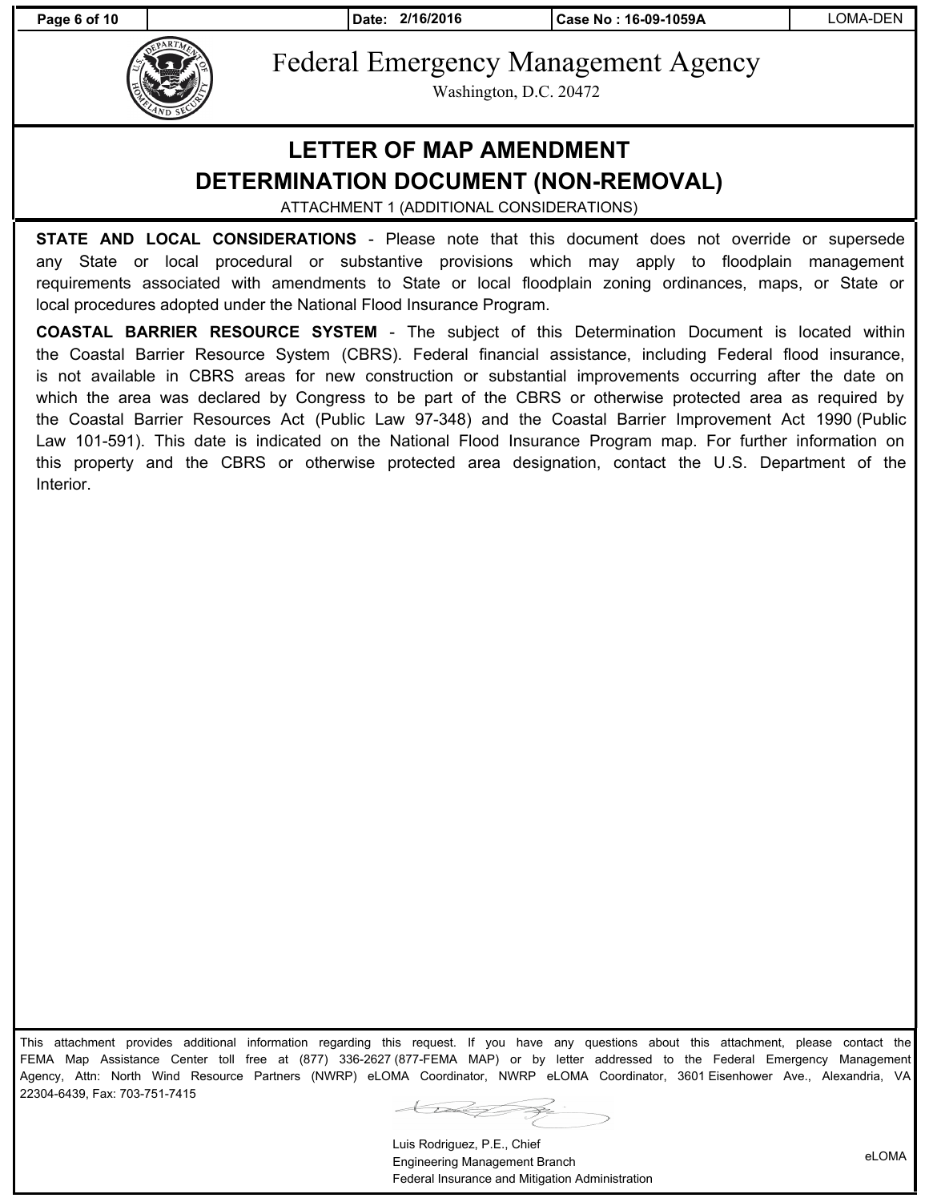Federal Emergency Management Agency

Washington, D.C. 20472

# LETTER OF MAP AMENDMENT DETERMINATION DOCUMENT (NON-REMOVAL)

ATTACHMENT 1 (ADDITIONAL CONSIDERATIONS)

**STATE AND LOCAL CONSIDERATIONS** - Please note that this document does not override or supersede any State or local procedural or substantive provisions which may apply to floodplain management requirements associated with amendments to State or local floodplain zoning ordinances, maps, or State or local procedures adopted under the National Flood Insurance Program.

**COASTAL BARRIER RESOURCE SYSTEM** - The subject of this Determination Document is located within the Coastal Barrier Resource System (CBRS). Federal financial assistance, including Federal flood insurance, is not available in CBRS areas for new construction or substantial improvements occurring after the date on which the area was declared by Congress to be part of the CBRS or otherwise protected area as required by the Coastal Barrier Resources Act (Public Law 97-348) and the Coastal Barrier Improvement Act 1990 (Public Law 101-591). This date is indicated on the National Flood Insurance Program map. For further information on this property and the CBRS or otherwise protected area designation, contact the U.S. Department of the Interior.

This attachment provides additional information regarding this request. If you have any questions about this attachment, please contact the FEMA Map Assistance Center toll free at (877) 336-2627 (877-FEMA MAP) or by letter addressed to the Federal Emergency Management Agency, Attn: North Wind Resource Partners (NWRP) eLOMA Coordinator, NWRP eLOMA Coordinator, 3601 Eisenhower Ave., Alexandria, VA 22304-6439, Fax: 703-751-7415

Luis Rodriguez, P.E., Chief
Engineering Management Branch
Federal Insurance and Mitigation Administration

eLOMA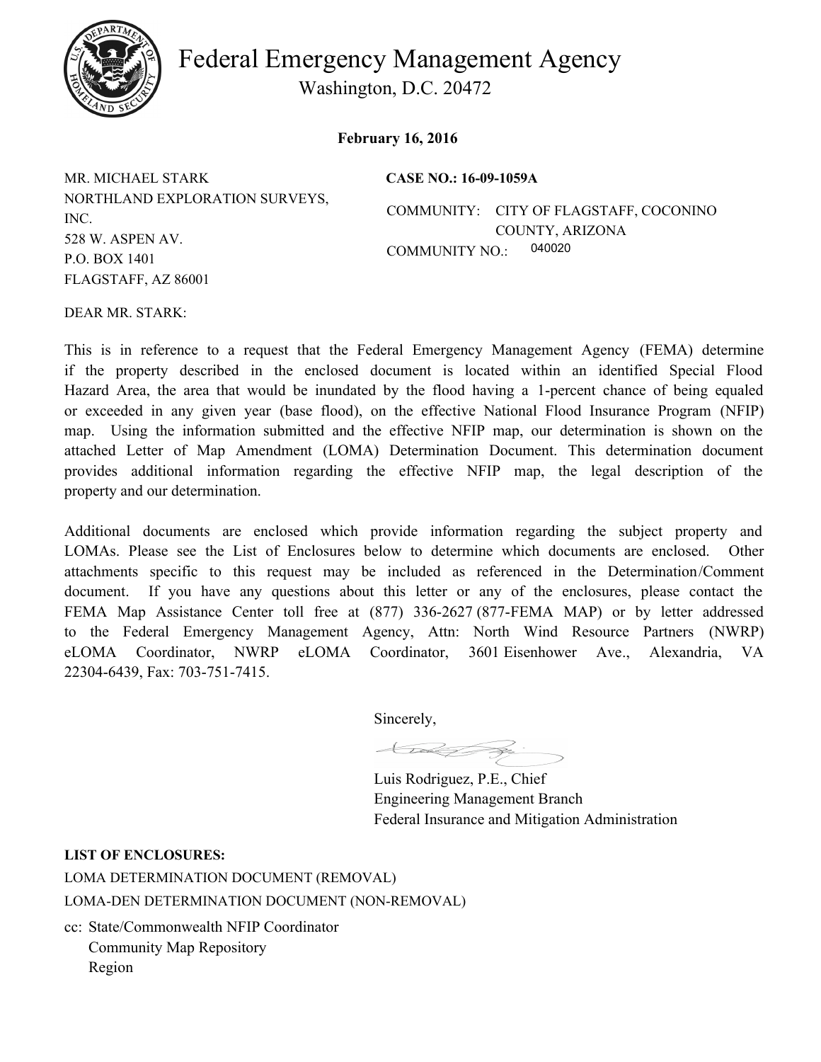# Federal Emergency Management Agency

Washington, D.C. 20472

**February 16, 2016**

MR. MICHAEL STARK
NORTHLAND EXPLORATION SURVEYS, INC.
528 W. ASPEN AV.
P.O. BOX 1401
FLAGSTAFF, AZ 86001

**CASE NO.: 16-09-1059A**

COMMUNITY: CITY OF FLAGSTAFF, COCONINO COUNTY, ARIZONA

COMMUNITY NO.: 040020

DEAR MR. STARK:

This is in reference to a request that the Federal Emergency Management Agency (FEMA) determine if the property described in the enclosed document is located within an identified Special Flood Hazard Area, the area that would be inundated by the flood having a 1-percent chance of being equaled or exceeded in any given year (base flood), on the effective National Flood Insurance Program (NFIP) map. Using the information submitted and the effective NFIP map, our determination is shown on the attached Letter of Map Amendment (LOMA) Determination Document. This determination document provides additional information regarding the effective NFIP map, the legal description of the property and our determination.

Additional documents are enclosed which provide information regarding the subject property and LOMAs. Please see the List of Enclosures below to determine which documents are enclosed. Other attachments specific to this request may be included as referenced in the Determination/Comment document. If you have any questions about this letter or any of the enclosures, please contact the FEMA Map Assistance Center toll free at (877) 336-2627 (877-FEMA MAP) or by letter addressed to the Federal Emergency Management Agency, Attn: North Wind Resource Partners (NWRP) eLOMA Coordinator, NWRP eLOMA Coordinator, 3601 Eisenhower Ave., Alexandria, VA 22304-6439, Fax: 703-751-7415.

Sincerely,

Luis Rodriguez, P.E., Chief
Engineering Management Branch
Federal Insurance and Mitigation Administration

**LIST OF ENCLOSURES:**

LOMA DETERMINATION DOCUMENT (REMOVAL)

LOMA-DEN DETERMINATION DOCUMENT (NON-REMOVAL)

cc: State/Commonwealth NFIP Coordinator
Community Map Repository
Region